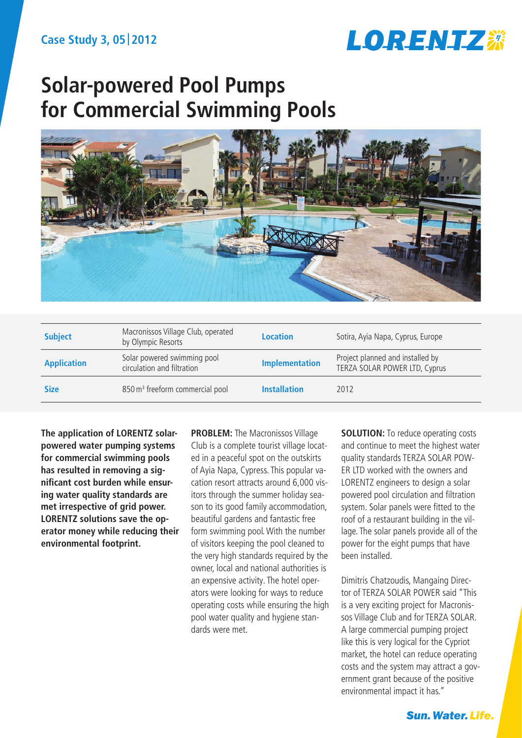Case Study 3, 05|2012

LORENTZ

# Solar-powered Pool Pumps for Commercial Swimming Pools

| **Subject** | Macronissos Village Club, operated by Olympic Resorts | **Location** | Sotira, Ayia Napa, Cyprus, Europe |
|---|---|---|---|
| **Application** | Solar powered swimming pool circulation and filtration | **Implementation** | Project planned and installed by TERZA SOLAR POWER LTD, Cyprus |
| **Size** | 850 m³ freeform commercial pool | **Installation** | 2012 |

**The application of LORENTZ solar-powered water pumping systems for commercial swimming pools has resulted in removing a significant cost burden while ensuring water quality standards are met irrespective of grid power. LORENTZ solutions save the operator money while reducing their environmental footprint.**

**PROBLEM:** The Macronissos Village Club is a complete tourist village located in a peaceful spot on the outskirts of Ayia Napa, Cypress. This popular vacation resort attracts around 6,000 visitors through the summer holiday season to its good family accommodation, beautiful gardens and fantastic free form swimming pool. With the number of visitors keeping the pool cleaned to the very high standards required by the owner, local and national authorities is an expensive activity. The hotel operators were looking for ways to reduce operating costs while ensuring the high pool water quality and hygiene standards were met.

**SOLUTION:** To reduce operating costs and continue to meet the highest water quality standards TERZA SOLAR POWER LTD worked with the owners and LORENTZ engineers to design a solar powered pool circulation and filtration system. Solar panels were fitted to the roof of a restaurant building in the village. The solar panels provide all of the power for the eight pumps that have been installed.

Dimitris Chatzoudis, Mangaing Director of TERZA SOLAR POWER said "This is a very exciting project for Macronissos Village Club and for TERZA SOLAR. A large commercial pumping project like this is very logical for the Cypriot market, the hotel can reduce operating costs and the system may attract a government grant because of the positive environmental impact it has."

Sun. Water. Life.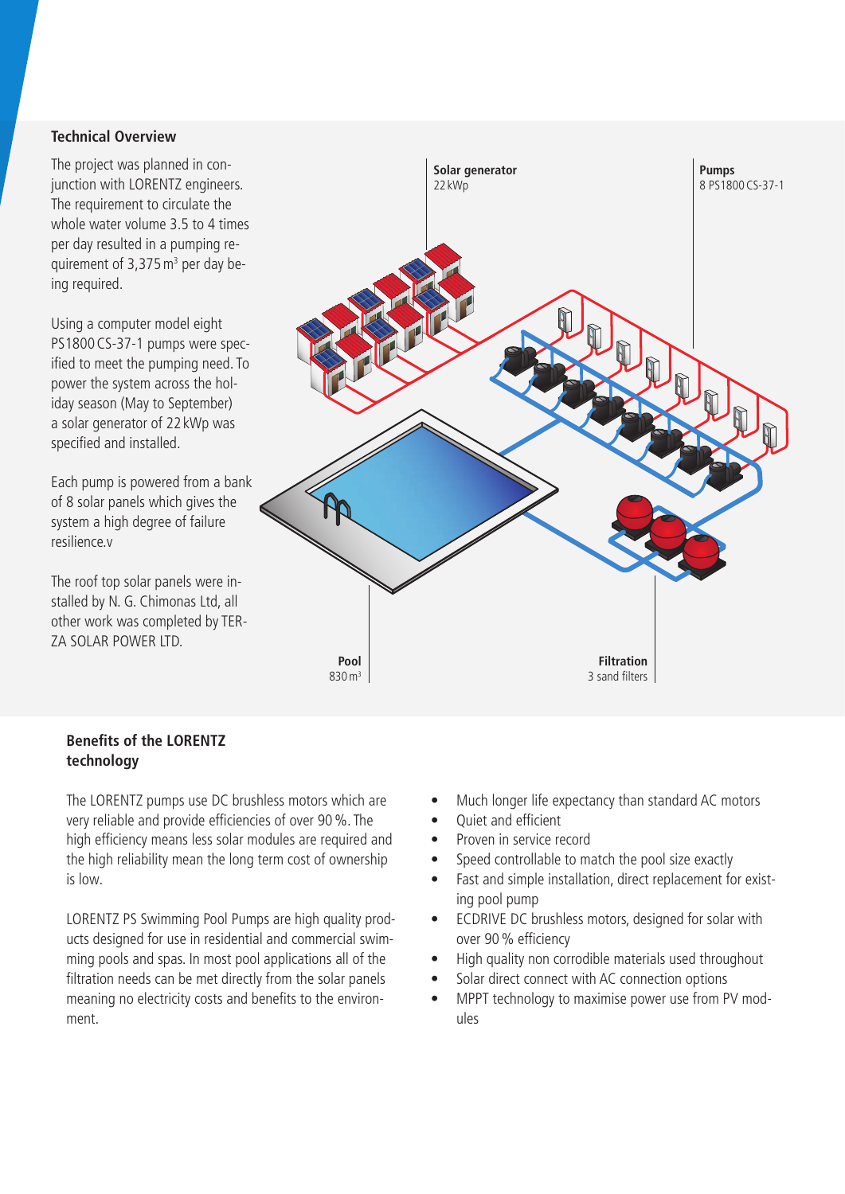## Technical Overview

The project was planned in conjunction with LORENTZ engineers. The requirement to circulate the whole water volume 3.5 to 4 times per day resulted in a pumping requirement of 3,375 $m^3$ per day being required.

Using a computer model eight PS1800 CS-37-1 pumps were specified to meet the pumping need. To power the system across the holiday season (May to September) a solar generator of 22 kWp was specified and installed.

Each pump is powered from a bank of 8 solar panels which gives the system a high degree of failure resilience.v

The roof top solar panels were installed by N. G. Chimonas Ltd, all other work was completed by TERZA SOLAR POWER LTD.

**Solar generator**
22 kWp

**Pumps**
8 PS1800 CS-37-1

**Pool**
830 $m^3$

**Filtration**
3 sand filters

## Benefits of the LORENTZ technology

The LORENTZ pumps use DC brushless motors which are very reliable and provide efficiencies of over 90 %. The high efficiency means less solar modules are required and the high reliability mean the long term cost of ownership is low.

LORENTZ PS Swimming Pool Pumps are high quality products designed for use in residential and commercial swimming pools and spas. In most pool applications all of the filtration needs can be met directly from the solar panels meaning no electricity costs and benefits to the environment.

- Much longer life expectancy than standard AC motors
- Quiet and efficient
- Proven in service record
- Speed controllable to match the pool size exactly
- Fast and simple installation, direct replacement for existing pool pump
- ECDRIVE DC brushless motors, designed for solar with over 90 % efficiency
- High quality non corrodible materials used throughout
- Solar direct connect with AC connection options
- MPPT technology to maximise power use from PV modules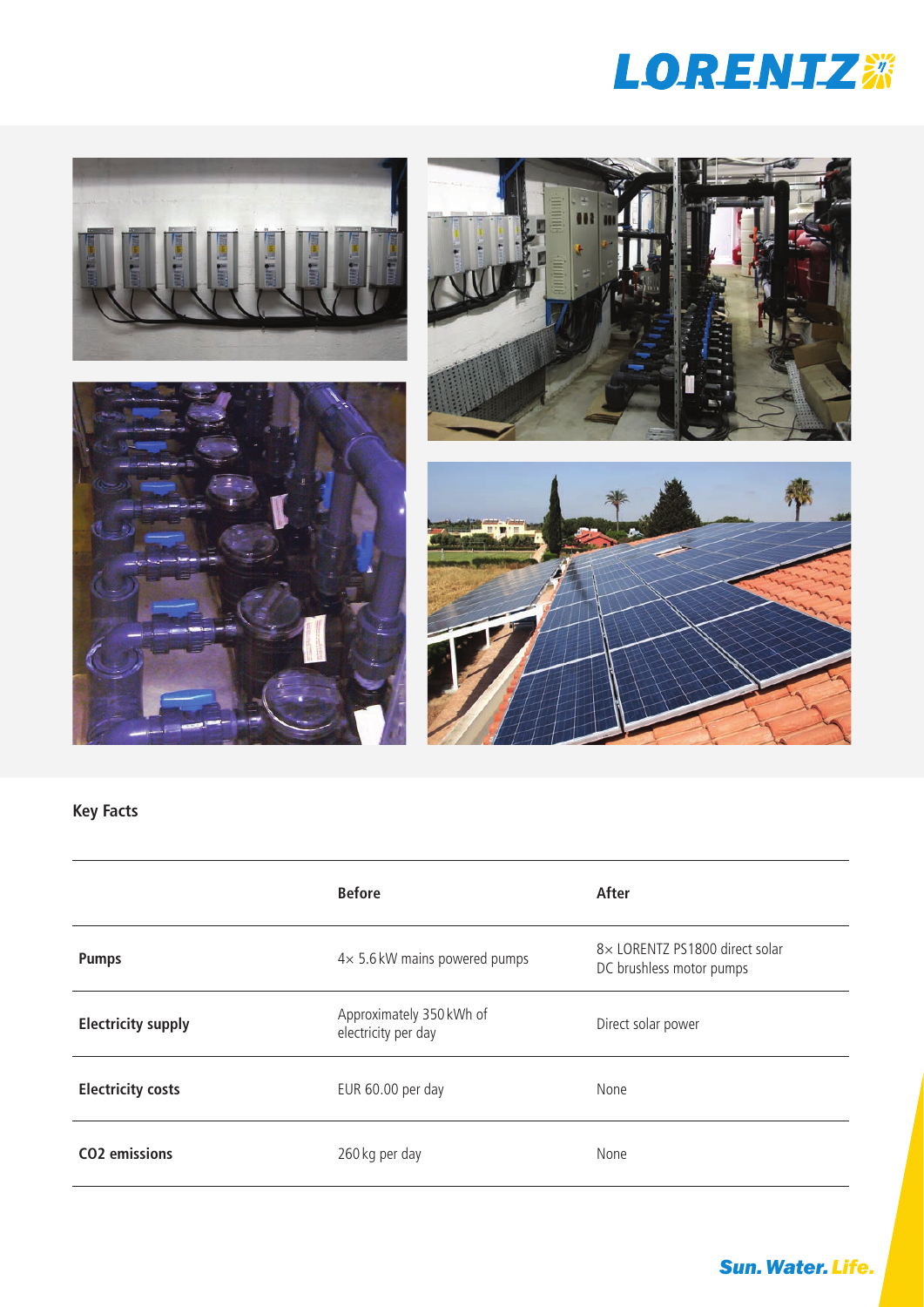## Key Facts

| | Before | After |
|---|---|---|
| **Pumps** | 4× 5.6 kW mains powered pumps | 8× LORENTZ PS1800 direct solar DC brushless motor pumps |
| **Electricity supply** | Approximately 350 kWh of electricity per day | Direct solar power |
| **Electricity costs** | EUR 60.00 per day | None |
| **$CO_2$ emissions** | 260 kg per day | None |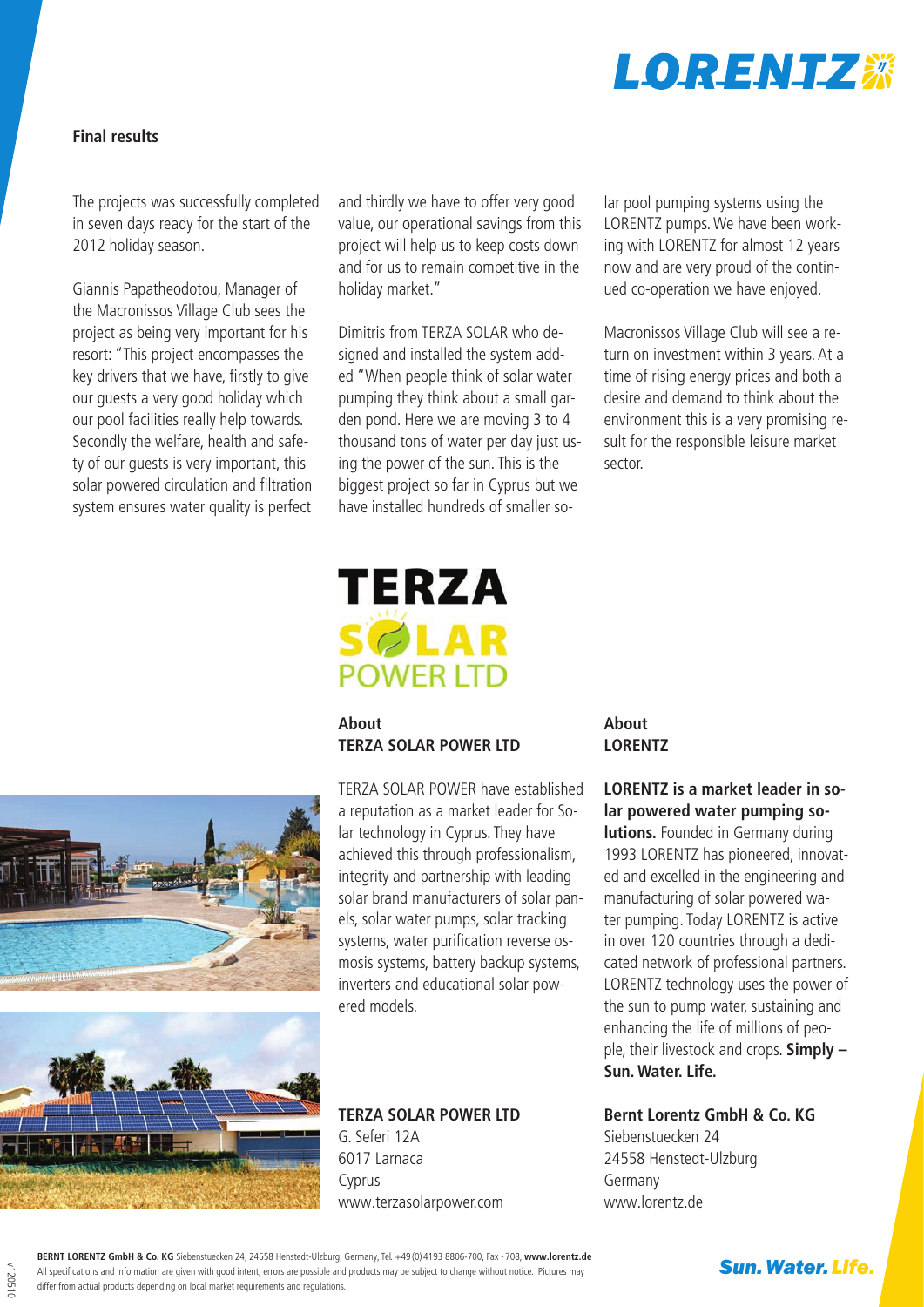## Final results

The projects was successfully completed in seven days ready for the start of the 2012 holiday season.

Giannis Papatheodotou, Manager of the Macronissos Village Club sees the project as being very important for his resort: "This project encompasses the key drivers that we have, firstly to give our guests a very good holiday which our pool facilities really help towards. Secondly the welfare, health and safety of our guests is very important, this solar powered circulation and filtration system ensures water quality is perfect and thirdly we have to offer very good value, our operational savings from this project will help us to keep costs down and for us to remain competitive in the holiday market."

Dimitris from TERZA SOLAR who designed and installed the system added "When people think of solar water pumping they think about a small garden pond. Here we are moving 3 to 4 thousand tons of water per day just using the power of the sun. This is the biggest project so far in Cyprus but we have installed hundreds of smaller solar pool pumping systems using the LORENTZ pumps. We have been working with LORENTZ for almost 12 years now and are very proud of the continued co-operation we have enjoyed.

Macronissos Village Club will see a return on investment within 3 years. At a time of rising energy prices and both a desire and demand to think about the environment this is a very promising result for the responsible leisure market sector.

### About TERZA SOLAR POWER LTD

TERZA SOLAR POWER have established a reputation as a market leader for Solar technology in Cyprus. They have achieved this through professionalism, integrity and partnership with leading solar brand manufacturers of solar panels, solar water pumps, solar tracking systems, water purification reverse osmosis systems, battery backup systems, inverters and educational solar powered models.

**TERZA SOLAR POWER LTD**
G. Seferi 12A
6017 Larnaca
Cyprus
www.terzasolarpower.com

### About LORENTZ

**LORENTZ is a market leader in solar powered water pumping solutions.** Founded in Germany during 1993 LORENTZ has pioneered, innovated and excelled in the engineering and manufacturing of solar powered water pumping. Today LORENTZ is active in over 120 countries through a dedicated network of professional partners. LORENTZ technology uses the power of the sun to pump water, sustaining and enhancing the life of millions of people, their livestock and crops. **Simply – Sun. Water. Life.**

**Bernt Lorentz GmbH & Co. KG**
Siebenstuecken 24
24558 Henstedt-Ulzburg
Germany
www.lorentz.de

**BERNT LORENTZ GmbH & Co. KG** Siebenstuecken 24, 24558 Henstedt-Ulzburg, Germany, Tel. +49 (0) 4193 8806-700, Fax -708, **www.lorentz.de**
All specifications and information are given with good intent, errors are possible and products may be subject to change without notice. Pictures may differ from actual products depending on local market requirements and regulations.